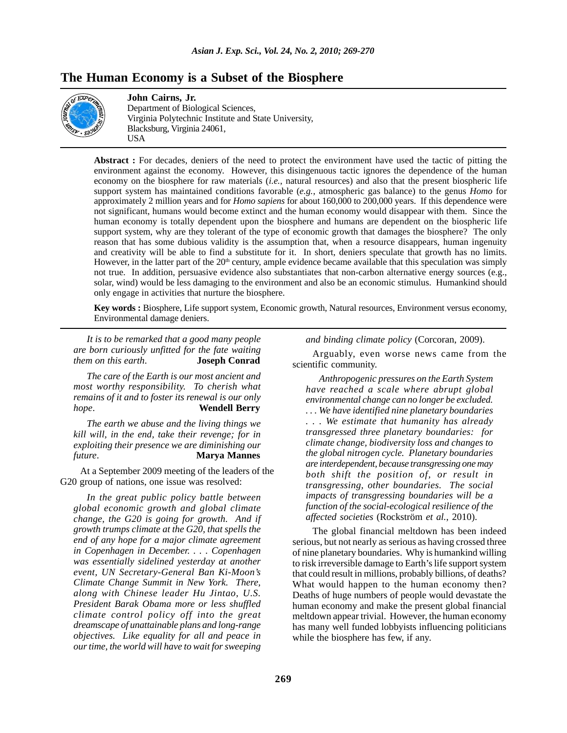# The Human Economy is a Subset of the Biosphere

**John Cairns, Jr.**
Department of Biological Sciences,
Virginia Polytechnic Institute and State University,
Blacksburg, Virginia 24061,
USA

**Abstract :** For decades, deniers of the need to protect the environment have used the tactic of pitting the environment against the economy. However, this disingenuous tactic ignores the dependence of the human economy on the biosphere for raw materials (*i.e.*, natural resources) and also that the present biospheric life support system has maintained conditions favorable (*e.g.*, atmospheric gas balance) to the genus *Homo* for approximately 2 million years and for *Homo sapiens* for about 160,000 to 200,000 years. If this dependence were not significant, humans would become extinct and the human economy would disappear with them. Since the human economy is totally dependent upon the biosphere and humans are dependent on the biospheric life support system, why are they tolerant of the type of economic growth that damages the biosphere? The only reason that has some dubious validity is the assumption that, when a resource disappears, human ingenuity and creativity will be able to find a substitute for it. In short, deniers speculate that growth has no limits. However, in the latter part of the 20th century, ample evidence became available that this speculation was simply not true. In addition, persuasive evidence also substantiates that non-carbon alternative energy sources (e.g., solar, wind) would be less damaging to the environment and also be an economic stimulus. Humankind should only engage in activities that nurture the biosphere.

**Key words :** Biosphere, Life support system, Economic growth, Natural resources, Environment versus economy, Environmental damage deniers.

*It is to be remarked that a good many people are born curiously unfitted for the fate waiting them on this earth*. **Joseph Conrad**

*The care of the Earth is our most ancient and most worthy responsibility. To cherish what remains of it and to foster its renewal is our only hope*. **Wendell Berry**

*The earth we abuse and the living things we kill will, in the end, take their revenge; for in exploiting their presence we are diminishing our future*. **Marya Mannes**

At a September 2009 meeting of the leaders of the G20 group of nations, one issue was resolved:

> *In the great public policy battle between global economic growth and global climate change, the G20 is going for growth. And if growth trumps climate at the G20, that spells the end of any hope for a major climate agreement in Copenhagen in December. . . . Copenhagen was essentially sidelined yesterday at another event, UN Secretary-General Ban Ki-Moon's Climate Change Summit in New York. There, along with Chinese leader Hu Jintao, U.S. President Barak Obama more or less shuffled climate control policy off into the great dreamscape of unattainable plans and long-range objectives. Like equality for all and peace in our time, the world will have to wait for sweeping and binding climate policy* (Corcoran, 2009).

Arguably, even worse news came from the scientific community.

> *Anthropogenic pressures on the Earth System have reached a scale where abrupt global environmental change can no longer be excluded. . . . We have identified nine planetary boundaries . . . We estimate that humanity has already transgressed three planetary boundaries: for climate change, biodiversity loss and changes to the global nitrogen cycle. Planetary boundaries are interdependent, because transgressing one may both shift the position of, or result in transgressing, other boundaries. The social impacts of transgressing boundaries will be a function of the social-ecological resilience of the affected societies* (Rockström *et al.*, 2010).

The global financial meltdown has been indeed serious, but not nearly as serious as having crossed three of nine planetary boundaries. Why is humankind willing to risk irreversible damage to Earth's life support system that could result in millions, probably billions, of deaths? What would happen to the human economy then? Deaths of huge numbers of people would devastate the human economy and make the present global financial meltdown appear trivial. However, the human economy has many well funded lobbyists influencing politicians while the biosphere has few, if any.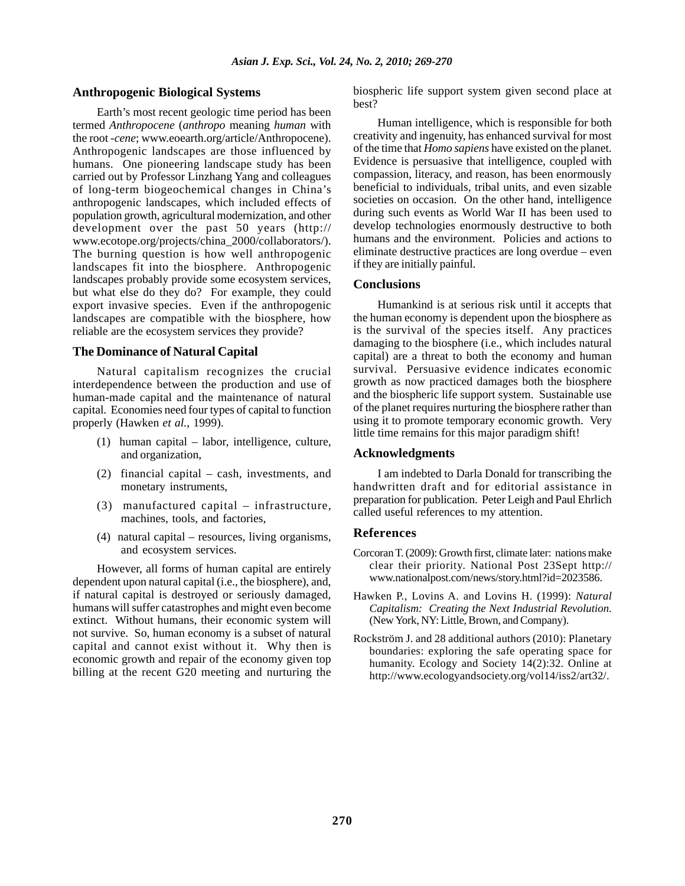## Anthropogenic Biological Systems

Earth's most recent geologic time period has been termed *Anthropocene* (*anthropo* meaning *human* with the root *-cene*; www.eoearth.org/article/Anthropocene). Anthropogenic landscapes are those influenced by humans. One pioneering landscape study has been carried out by Professor Linzhang Yang and colleagues of long-term biogeochemical changes in China's anthropogenic landscapes, which included effects of population growth, agricultural modernization, and other development over the past 50 years (http://www.ecotope.org/projects/china_2000/collaborators/). The burning question is how well anthropogenic landscapes fit into the biosphere. Anthropogenic landscapes probably provide some ecosystem services, but what else do they do? For example, they could export invasive species. Even if the anthropogenic landscapes are compatible with the biosphere, how reliable are the ecosystem services they provide?

## The Dominance of Natural Capital

Natural capitalism recognizes the crucial interdependence between the production and use of human-made capital and the maintenance of natural capital. Economies need four types of capital to function properly (Hawken *et al.*, 1999).

(1) human capital – labor, intelligence, culture, and organization,

(2) financial capital – cash, investments, and monetary instruments,

(3) manufactured capital – infrastructure, machines, tools, and factories,

(4) natural capital – resources, living organisms, and ecosystem services.

However, all forms of human capital are entirely dependent upon natural capital (i.e., the biosphere), and, if natural capital is destroyed or seriously damaged, humans will suffer catastrophes and might even become extinct. Without humans, their economic system will not survive. So, human economy is a subset of natural capital and cannot exist without it. Why then is economic growth and repair of the economy given top billing at the recent G20 meeting and nurturing the biospheric life support system given second place at best?

Human intelligence, which is responsible for both creativity and ingenuity, has enhanced survival for most of the time that *Homo sapiens* have existed on the planet. Evidence is persuasive that intelligence, coupled with compassion, literacy, and reason, has been enormously beneficial to individuals, tribal units, and even sizable societies on occasion. On the other hand, intelligence during such events as World War II has been used to develop technologies enormously destructive to both humans and the environment. Policies and actions to eliminate destructive practices are long overdue – even if they are initially painful.

## Conclusions

Humankind is at serious risk until it accepts that the human economy is dependent upon the biosphere as is the survival of the species itself. Any practices damaging to the biosphere (i.e., which includes natural capital) are a threat to both the economy and human survival. Persuasive evidence indicates economic growth as now practiced damages both the biosphere and the biospheric life support system. Sustainable use of the planet requires nurturing the biosphere rather than using it to promote temporary economic growth. Very little time remains for this major paradigm shift!

## Acknowledgments

I am indebted to Darla Donald for transcribing the handwritten draft and for editorial assistance in preparation for publication. Peter Leigh and Paul Ehrlich called useful references to my attention.

## References

Corcoran T. (2009): Growth first, climate later: nations make clear their priority. National Post 23Sept http://www.nationalpost.com/news/story.html?id=2023586.

Hawken P., Lovins A. and Lovins H. (1999): *Natural Capitalism: Creating the Next Industrial Revolution.* (New York, NY: Little, Brown, and Company).

Rockström J. and 28 additional authors (2010): Planetary boundaries: exploring the safe operating space for humanity. Ecology and Society 14(2):32. Online at http://www.ecologyandsociety.org/vol14/iss2/art32/.